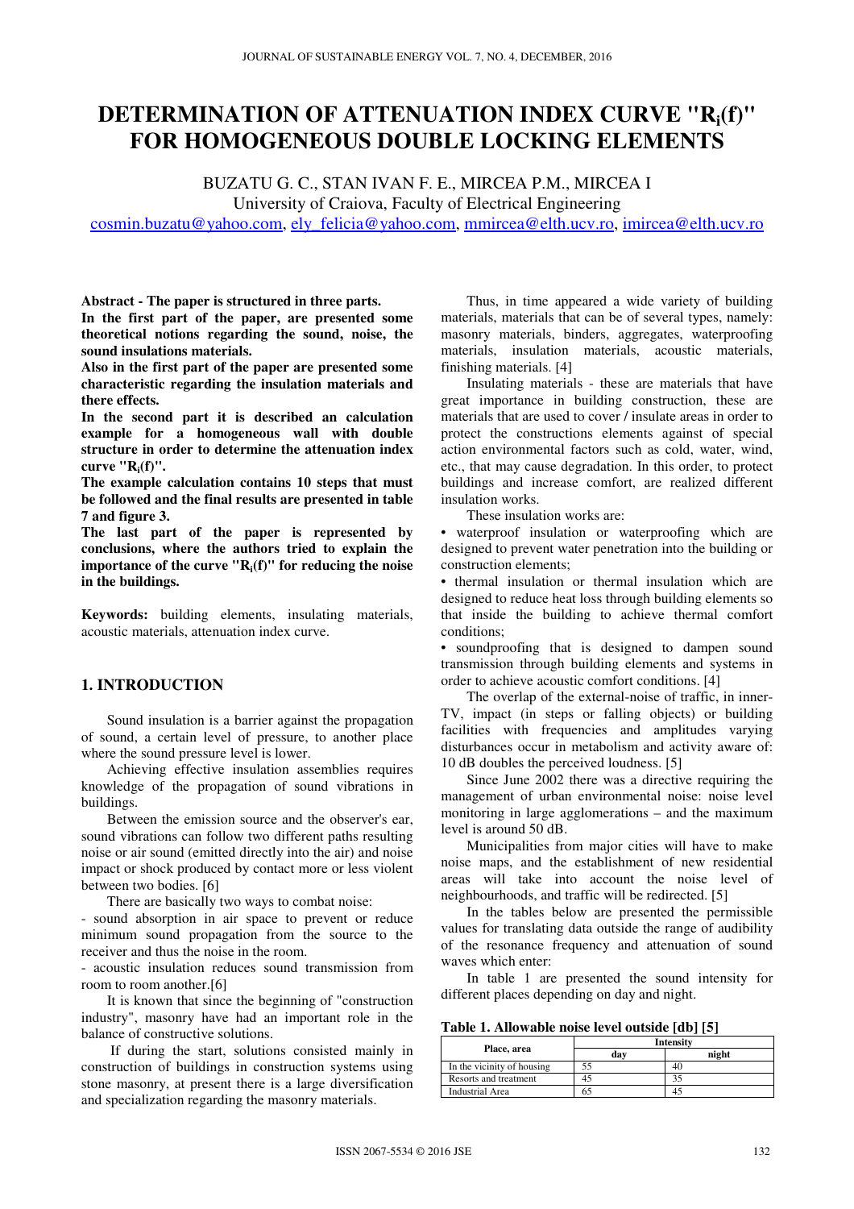# DETERMINATION OF ATTENUATION INDEX CURVE "$R_i(f)$" FOR HOMOGENEOUS DOUBLE LOCKING ELEMENTS

BUZATU G. C., STAN IVAN F. E., MIRCEA P.M., MIRCEA I

University of Craiova, Faculty of Electrical Engineering

cosmin.buzatu@yahoo.com, ely_felicia@yahoo.com, mmircea@elth.ucv.ro, imircea@elth.ucv.ro

**Abstract - The paper is structured in three parts.**

**In the first part of the paper, are presented some theoretical notions regarding the sound, noise, the sound insulations materials.**

**Also in the first part of the paper are presented some characteristic regarding the insulation materials and there effects.**

**In the second part it is described an calculation example for a homogeneous wall with double structure in order to determine the attenuation index curve "$R_i(f)$".**

**The example calculation contains 10 steps that must be followed and the final results are presented in table 7 and figure 3.**

**The last part of the paper is represented by conclusions, where the authors tried to explain the importance of the curve "$R_i(f)$" for reducing the noise in the buildings.**

**Keywords:** building elements, insulating materials, acoustic materials, attenuation index curve.

## 1. INTRODUCTION

Sound insulation is a barrier against the propagation of sound, a certain level of pressure, to another place where the sound pressure level is lower.

Achieving effective insulation assemblies requires knowledge of the propagation of sound vibrations in buildings.

Between the emission source and the observer's ear, sound vibrations can follow two different paths resulting noise or air sound (emitted directly into the air) and noise impact or shock produced by contact more or less violent between two bodies. [6]

There are basically two ways to combat noise:

- sound absorption in air space to prevent or reduce minimum sound propagation from the source to the receiver and thus the noise in the room.
- acoustic insulation reduces sound transmission from room to room another.[6]

It is known that since the beginning of "construction industry", masonry have had an important role in the balance of constructive solutions.

If during the start, solutions consisted mainly in construction of buildings in construction systems using stone masonry, at present there is a large diversification and specialization regarding the masonry materials.

Thus, in time appeared a wide variety of building materials, materials that can be of several types, namely: masonry materials, binders, aggregates, waterproofing materials, insulation materials, acoustic materials, finishing materials. [4]

Insulating materials - these are materials that have great importance in building construction, these are materials that are used to cover / insulate areas in order to protect the constructions elements against of special action environmental factors such as cold, water, wind, etc., that may cause degradation. In this order, to protect buildings and increase comfort, are realized different insulation works.

These insulation works are:

- waterproof insulation or waterproofing which are designed to prevent water penetration into the building or construction elements;
- thermal insulation or thermal insulation which are designed to reduce heat loss through building elements so that inside the building to achieve thermal comfort conditions;
- soundproofing that is designed to dampen sound transmission through building elements and systems in order to achieve acoustic comfort conditions. [4]

The overlap of the external-noise of traffic, in inner-TV, impact (in steps or falling objects) or building facilities with frequencies and amplitudes varying disturbances occur in metabolism and activity aware of: 10 dB doubles the perceived loudness. [5]

Since June 2002 there was a directive requiring the management of urban environmental noise: noise level monitoring in large agglomerations – and the maximum level is around 50 dB.

Municipalities from major cities will have to make noise maps, and the establishment of new residential areas will take into account the noise level of neighbourhoods, and traffic will be redirected. [5]

In the tables below are presented the permissible values for translating data outside the range of audibility of the resonance frequency and attenuation of sound waves which enter:

In table 1 are presented the sound intensity for different places depending on day and night.

**Table 1. Allowable noise level outside [db] [5]**

| Place, area | Intensity | |
|---|---|---|
| | day | night |
| In the vicinity of housing | 55 | 40 |
| Resorts and treatment | 45 | 35 |
| Industrial Area | 65 | 45 |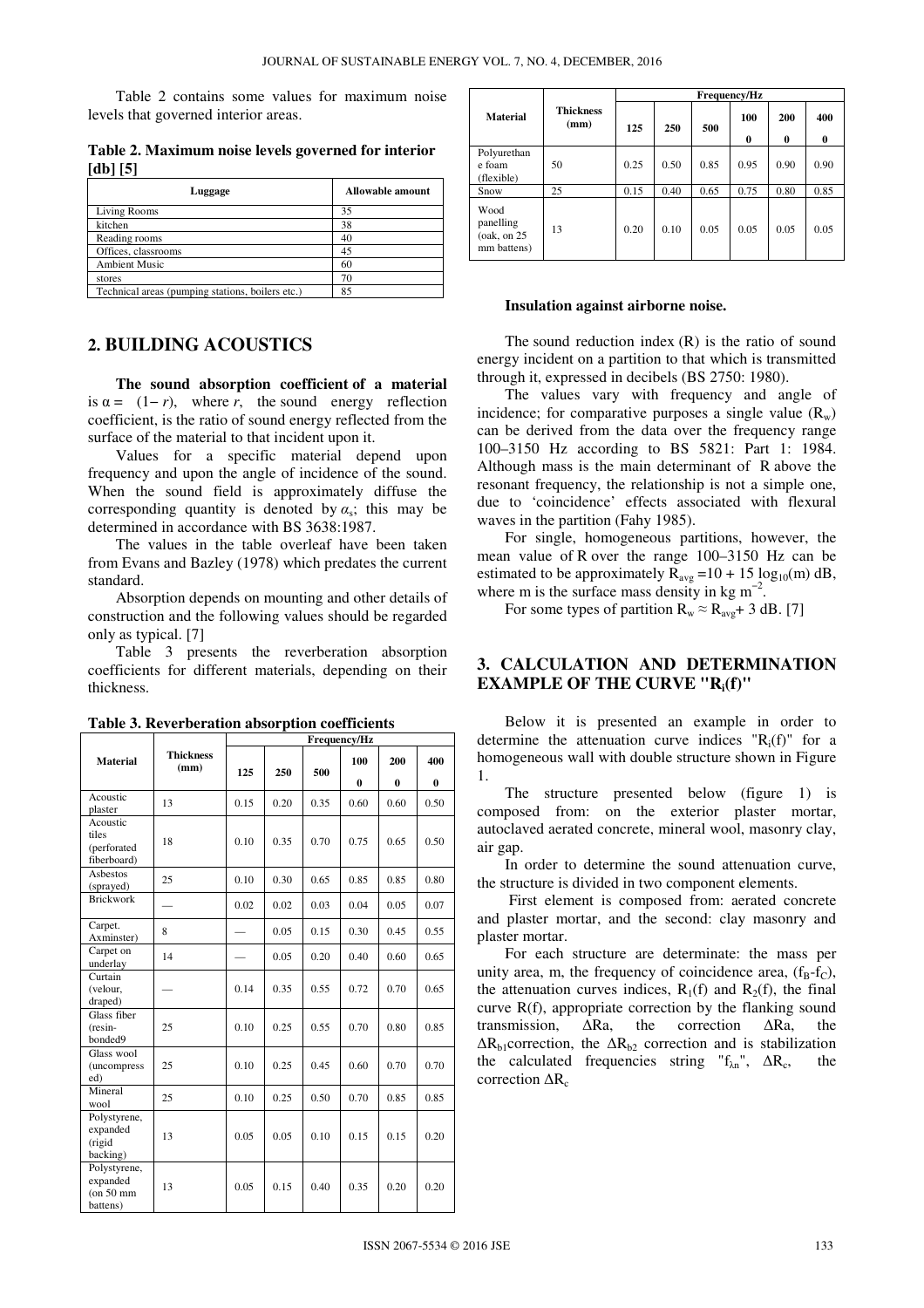Table 2 contains some values for maximum noise levels that governed interior areas.

**Table 2. Maximum noise levels governed for interior [db] [5]**

| Luggage | Allowable amount |
|---|---|
| Living Rooms | 35 |
| kitchen | 38 |
| Reading rooms | 40 |
| Offices, classrooms | 45 |
| Ambient Music | 60 |
| stores | 70 |
| Technical areas (pumping stations, boilers etc.) | 85 |

## 2. BUILDING ACOUSTICS

**The sound absorption coefficient of a material** is $\alpha = (1 - r)$, where $r$, the sound energy reflection coefficient, is the ratio of sound energy reflected from the surface of the material to that incident upon it.

Values for a specific material depend upon frequency and upon the angle of incidence of the sound. When the sound field is approximately diffuse the corresponding quantity is denoted by $\alpha_s$; this may be determined in accordance with BS 3638:1987.

The values in the table overleaf have been taken from Evans and Bazley (1978) which predates the current standard.

Absorption depends on mounting and other details of construction and the following values should be regarded only as typical. [7]

Table 3 presents the reverberation absorption coefficients for different materials, depending on their thickness.

**Table 3. Reverberation absorption coefficients**

| Material | Thickness (mm) | Frequency/Hz | | | | | |
|---|---|---|---|---|---|---|---|
| | | 125 | 250 | 500 | 1000 | 2000 | 4000 |
| Acoustic plaster | 13 | 0.15 | 0.20 | 0.35 | 0.60 | 0.60 | 0.50 |
| Acoustic tiles (perforated fiberboard) | 18 | 0.10 | 0.35 | 0.70 | 0.75 | 0.65 | 0.50 |
| Asbestos (sprayed) | 25 | 0.10 | 0.30 | 0.65 | 0.85 | 0.85 | 0.80 |
| Brickwork | — | 0.02 | 0.02 | 0.03 | 0.04 | 0.05 | 0.07 |
| Carpet. Axminster) | 8 | — | 0.05 | 0.15 | 0.30 | 0.45 | 0.55 |
| Carpet on underlay | 14 | — | 0.05 | 0.20 | 0.40 | 0.60 | 0.65 |
| Curtain (velour, draped) | — | 0.14 | 0.35 | 0.55 | 0.72 | 0.70 | 0.65 |
| Glass fiber (resin-bonded9 | 25 | 0.10 | 0.25 | 0.55 | 0.70 | 0.80 | 0.85 |
| Glass wool (uncompressed) | 25 | 0.10 | 0.25 | 0.45 | 0.60 | 0.70 | 0.70 |
| Mineral wool | 25 | 0.10 | 0.25 | 0.50 | 0.70 | 0.85 | 0.85 |
| Polystyrene, expanded (rigid backing) | 13 | 0.05 | 0.05 | 0.10 | 0.15 | 0.15 | 0.20 |
| Polystyrene, expanded (on 50 mm battens) | 13 | 0.05 | 0.15 | 0.40 | 0.35 | 0.20 | 0.20 |
| Polyurethane foam (flexible) | 50 | 0.25 | 0.50 | 0.85 | 0.95 | 0.90 | 0.90 |
| Snow | 25 | 0.15 | 0.40 | 0.65 | 0.75 | 0.80 | 0.85 |
| Wood panelling (oak, on 25 mm battens) | 13 | 0.20 | 0.10 | 0.05 | 0.05 | 0.05 | 0.05 |

**Insulation against airborne noise.**

The sound reduction index (R) is the ratio of sound energy incident on a partition to that which is transmitted through it, expressed in decibels (BS 2750: 1980).

The values vary with frequency and angle of incidence; for comparative purposes a single value ($R_w$) can be derived from the data over the frequency range 100–3150 Hz according to BS 5821: Part 1: 1984. Although mass is the main determinant of R above the resonant frequency, the relationship is not a simple one, due to 'coincidence' effects associated with flexural waves in the partition (Fahy 1985).

For single, homogeneous partitions, however, the mean value of R over the range 100–3150 Hz can be estimated to be approximately $R_{avg} = 10 + 15 \log_{10}(m)$ dB, where m is the surface mass density in kg $m^{-2}$.

For some types of partition $R_w \approx R_{avg} + 3$ dB. [7]

## 3. CALCULATION AND DETERMINATION EXAMPLE OF THE CURVE "$R_i(f)$"

Below it is presented an example in order to determine the attenuation curve indices "$R_i(f)$" for a homogeneous wall with double structure shown in Figure 1.

The structure presented below (figure 1) is composed from: on the exterior plaster mortar, autoclaved aerated concrete, mineral wool, masonry clay, air gap.

In order to determine the sound attenuation curve, the structure is divided in two component elements.

First element is composed from: aerated concrete and plaster mortar, and the second: clay masonry and plaster mortar.

For each structure are determinate: the mass per unity area, m, the frequency of coincidence area, ($f_B$-$f_C$), the attenuation curves indices, $R_1(f)$ and $R_2(f)$, the final curve R(f), appropriate correction by the flanking sound transmission, $\Delta$Ra, the correction $\Delta$Ra, the $\Delta R_{b1}$correction, the $\Delta R_{b2}$ correction and is stabilization the calculated frequencies string "$f_{\lambda n}$", $\Delta R_c$, the correction $\Delta R_c$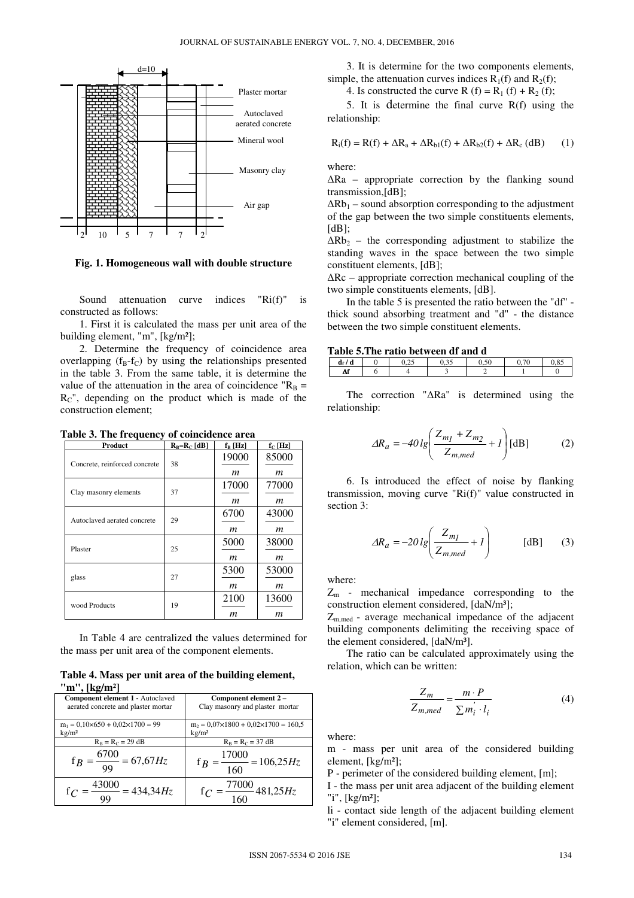Fig. 1. Homogeneous wall with double structure

Sound attenuation curve indices "Ri(f)" is constructed as follows:

1. First it is calculated the mass per unit area of the building element, "m", [kg/m²];

2. Determine the frequency of coincidence area overlapping ($f_B$-$f_C$) by using the relationships presented in the table 3. From the same table, it is determine the value of the attenuation in the area of coincidence "$R_B = R_C$", depending on the product which is made of the construction element;

**Table 3. The frequency of coincidence area**

| Product | $R_B$=$R_C$ [dB] | $f_B$ [Hz] | $f_C$ [Hz] |
|---|---|---|---|
| Concrete, reinforced concrete | 38 | $\frac{19000}{m}$ | $\frac{85000}{m}$ |
| Clay masonry elements | 37 | $\frac{17000}{m}$ | $\frac{77000}{m}$ |
| Autoclaved aerated concrete | 29 | $\frac{6700}{m}$ | $\frac{43000}{m}$ |
| Plaster | 25 | $\frac{5000}{m}$ | $\frac{38000}{m}$ |
| glass | 27 | $\frac{5300}{m}$ | $\frac{53000}{m}$ |
| wood Products | 19 | $\frac{2100}{m}$ | $\frac{13600}{m}$ |

In Table 4 are centralized the values determined for the mass per unit area of the component elements.

**Table 4. Mass per unit area of the building element, "m", [kg/m²]**

| **Component element 1 -** Autoclaved aerated concrete and plaster mortar | **Component element 2 –** Clay masonry and plaster mortar |
|---|---|
| $m_1$ = 0,10×650 + 0,02×1700 = 99 kg/m² | $m_2$ = 0,07×1800 + 0,02×1700 = 160,5 kg/m² |
| $R_B$ = $R_C$ = 29 dB | $R_B$ = $R_C$ = 37 dB |
| $f_B = \frac{6700}{99} = 67{,}67 Hz$ | $f_B = \frac{17000}{160} = 106{,}25 Hz$ |
| $f_C = \frac{43000}{99} = 434{,}34 Hz$ | $f_C = \frac{77000}{160} 481{,}25 Hz$ |

3. It is determine for the two components elements, simple, the attenuation curves indices $R_1(f)$ and $R_2(f)$;

4. Is constructed the curve R (f) = $R_1$ (f) + $R_2$ (f);

5. It is determine the final curve R(f) using the relationship:

$$R_i(f) = R(f) + \Delta R_a + \Delta R_{b1}(f) + \Delta R_{b2}(f) + \Delta R_c \text{ (dB)} \qquad (1)$$

where:

$\Delta Ra$ – appropriate correction by the flanking sound transmission,[dB];

$\Delta Rb_1$ – sound absorption corresponding to the adjustment of the gap between the two simple constituents elements, [dB];

$\Delta Rb_2$ – the corresponding adjustment to stabilize the standing waves in the space between the two simple constituent elements, [dB];

$\Delta Rc$ – appropriate correction mechanical coupling of the two simple constituents elements, [dB].

In the table 5 is presented the ratio between the "df" - thick sound absorbing treatment and "d" - the distance between the two simple constituent elements.

**Table 5.The ratio between df and d**

| $d_f$ / d | 0 | 0,25 | 0,35 | 0,50 | 0,70 | 0,85 |
|---|---|---|---|---|---|---|
| Δf | 6 | 4 | 3 | 2 | 1 | 0 |

The correction "ΔRa" is determined using the relationship:

$$\Delta R_a = -40\, lg\left(\frac{Z_{m1} + Z_{m2}}{Z_{m,med}} + 1\right) \text{[dB]} \qquad (2)$$

6. Is introduced the effect of noise by flanking transmission, moving curve "Ri(f)" value constructed in section 3:

$$\Delta R_a = -20\, lg\left(\frac{Z_{m1}}{Z_{m,med}} + 1\right) \qquad \text{[dB]} \qquad (3)$$

where:

$Z_m$ - mechanical impedance corresponding to the construction element considered, [daN/m³];

$Z_{m,med}$ - average mechanical impedance of the adjacent building components delimiting the receiving space of the element considered, [daN/m³].

The ratio can be calculated approximately using the relation, which can be written:

$$\frac{Z_m}{Z_{m,med}} = \frac{m \cdot P}{\sum m_i^{'} \cdot l_i} \qquad (4)$$

where:

m - mass per unit area of the considered building element, [kg/m²];

P - perimeter of the considered building element, [m];

I - the mass per unit area adjacent of the building element "i", [kg/m²];

li - contact side length of the adjacent building element "i" element considered, [m].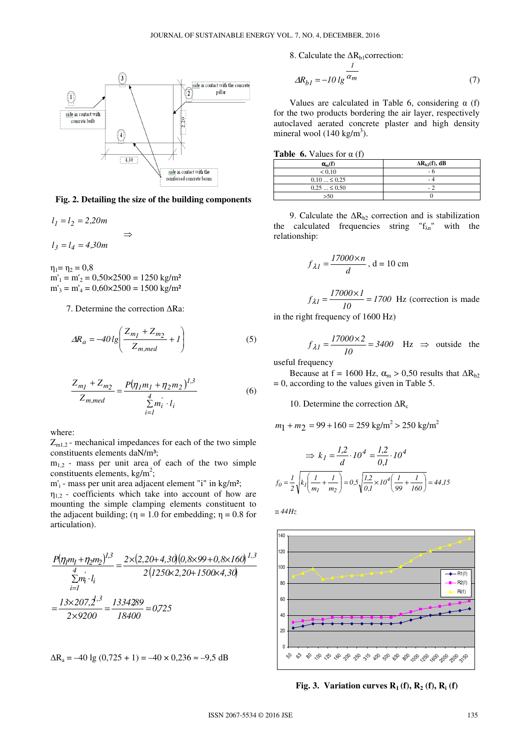**Fig. 2. Detailing the size of the building components**

$$l_1 = l_2 = 2{,}20m$$

$$\Rightarrow$$

$$l_3 = l_4 = 4{,}30m$$

$\eta_1 = \eta_2 = 0{,}8$
$m'_1 = m'_2 = 0{,}50 \times 2500 = 1250$ kg/m²
$m'_3 = m'_4 = 0{,}60 \times 2500 = 1500$ kg/m²

7. Determine the correction $\Delta R_a$:

$$\Delta R_a = -40 \lg \left( \frac{Z_{m1} + Z_{m2}}{Z_{m,med}} + 1 \right) \tag{5}$$

$$\frac{Z_{m1} + Z_{m2}}{Z_{m,med}} = \frac{P(\eta_1 m_1 + \eta_2 m_2)^{1,3}}{\sum_{i=1}^{4} m'_i \cdot l_i} \tag{6}$$

where:
$Z_{m1,2}$ - mechanical impedances for each of the two simple constituents elements daN/m³;
$m_{1,2}$ - mass per unit area of each of the two simple constituents elements, kg/m²;
$m'_i$ - mass per unit area adjacent element "i" in kg/m²;
$\eta_{1,2}$ - coefficients which take into account of how are mounting the simple clamping elements constituent to the adjacent building; ($\eta = 1.0$ for embedding; $\eta = 0.8$ for articulation).

$$\frac{P(\eta_1 m_1 + \eta_2 m_2)^{1,3}}{\sum_{i=1}^{4} m'_i \cdot l_i} = \frac{2\times(2{,}20+4{,}30)(0{,}8\times 99+0{,}8\times 160)^{1,3}}{2(1250\times 2{,}20+1500\times 4{,}30)}$$

$$= \frac{13\times 207{,}2^{1,3}}{2\times 9200} = \frac{1334{,}89}{18400} = 0{,}725$$

$\Delta R_a = -40 \lg (0{,}725 + 1) = -40 \times 0{,}236 \approx -9{,}5$ dB

8. Calculate the $\Delta R_{b1}$ correction:

$$\Delta R_{b1} = -10 \lg \frac{1}{\alpha_m} \tag{7}$$

Values are calculated in Table 6, considering α (f) for the two products bordering the air layer, respectively autoclaved aerated concrete plaster and high density mineral wool (140 kg/m³).

**Table 6.** Values for α (f)

| $\alpha_m$(f) | $\Delta R_{b2}$(f), dB |
|---|---|
| < 0,10 | - 6 |
| 0,10 ... ≤ 0,25 | - 4 |
| 0,25 ... ≤ 0,50 | - 2 |
| >50 | 0 |

9. Calculate the $\Delta R_{b2}$ correction and is stabilization the calculated frequencies string "$f_{\lambda n}$" with the relationship:

$$f_{\lambda 1} = \frac{17000 \times n}{d}, \text{ d = 10 cm}$$

$$f_{\lambda 1} = \frac{17000 \times 1}{10} = 1700 \text{ Hz (correction is made in the right frequency of 1600 Hz)}$$

$$f_{\lambda 1} = \frac{17000 \times 2}{10} = 3400 \text{ Hz} \Rightarrow \text{outside the useful frequency}$$

Because at f = 1600 Hz, $\alpha_m > 0{,}50$ results that $\Delta R_{b2} = 0$, according to the values given in Table 5.

10. Determine the correction $\Delta R_c$

$$m_1 + m_2 = 99 + 160 = 259 \text{ kg/m}^2 > 250 \text{ kg/m}^2$$

$$\Rightarrow k_1 = \frac{1{,}2}{d} \cdot 10^4 = \frac{1{,}2}{0{,}1} \cdot 10^4$$

$$f_0 = \frac{1}{2}\sqrt{k_1\left(\frac{1}{m_1} + \frac{1}{m_2}\right)} = 0{,}5\sqrt{\frac{1{,}2}{0{,}1} \times 10^4 \left(\frac{1}{99} + \frac{1}{160}\right)} = 44{,}15$$

$$\cong 44 Hz$$

**Fig. 3. Variation curves $R_1$ (f), $R_2$ (f), $R_i$ (f)**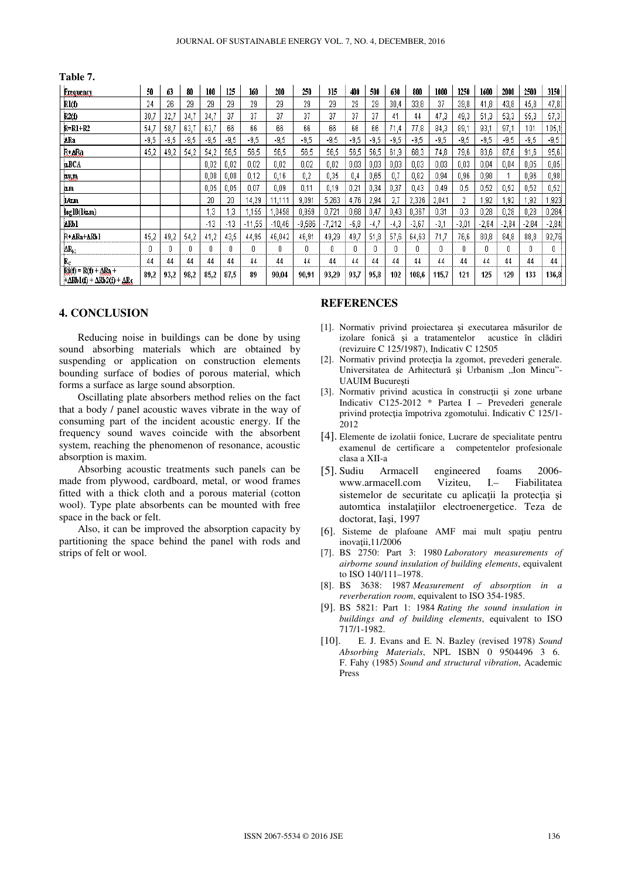**Table 7.**

| Frequency | 50 | 63 | 80 | 100 | 125 | 160 | 200 | 250 | 315 | 400 | 500 | 630 | 800 | 1000 | 1250 | 1600 | 2000 | 2500 | 3150 |
|---|---|---|---|---|---|---|---|---|---|---|---|---|---|---|---|---|---|---|---|
| R1(f) | 24 | 26 | 29 | 29 | 29 | 29 | 29 | 29 | 29 | 29 | 29 | 30,4 | 33,8 | 37 | 39,8 | 41,8 | 43,8 | 45,8 | 47,8 |
| R2(f) | 30,7 | 32,7 | 34,7 | 34,7 | 37 | 37 | 37 | 37 | 37 | 37 | 37 | 41 | 44 | 47,3 | 49,3 | 51,3 | 53,3 | 55,3 | 57,3 |
| R=R1+R2 | 54,7 | 58,7 | 63,7 | 63,7 | 66 | 66 | 66 | 66 | 66 | 66 | 66 | 71,4 | 77,8 | 84,3 | 89,1 | 93,1 | 97,1 | 101 | 105,1 |
| ΔRa | -9,5 | -9,5 | -9,5 | -9,5 | -9,5 | -9,5 | -9,5 | -9,5 | -9,5 | -9,5 | -9,5 | -9,5 | -9,5 | -9,5 | -9,5 | -9,5 | -9,5 | -9,5 | -9,5 |
| R+ΔRa | 45,2 | 49,2 | 54,2 | 54,2 | 56,5 | 56,5 | 56,5 | 56,5 | 56,5 | 56,5 | 56,5 | 61,9 | 68,3 | 74,8 | 79,6 | 83,6 | 87,6 | 91,6 | 95,6 |
| αBCA | | | | 0,02 | 0,02 | 0,02 | 0,02 | 0,02 | 0,02 | 0,03 | 0,03 | 0,03 | 0,03 | 0,03 | 0,03 | 0,04 | 0,04 | 0,05 | 0,05 |
| αv,m | | | | 0,08 | 0,08 | 0,12 | 0,16 | 0,2 | 0,35 | 0,4 | 0,65 | 0,7 | 0,82 | 0,94 | 0,96 | 0,98 | 1 | 0,96 | 0,98 |
| α,m | | | | 0,05 | 0,05 | 0,07 | 0,09 | 0,11 | 0,19 | 0,21 | 0,34 | 0,37 | 0,43 | 0,49 | 0,5 | 0,52 | 0,52 | 0,52 | 0,52 |
| 1/α,m | | | | 20 | 20 | 14,29 | 11,111 | 9,091 | 5,263 | 4,76 | 2,94 | 2,7 | 2,326 | 2,041 | 2 | 1,92 | 1,92 | 1,92 | 1,923 |
| log10(1/α,m) | | | | 1,3 | 1,3 | 1,155 | 1,0458 | 0,959 | 0,721 | 0,68 | 0,47 | 0,43 | 0,367 | 0,31 | 0,3 | 0,28 | 0,28 | 0,28 | 0,284 |
| ΔRb1 | | | | -13 | -13 | -11,55 | -10,46 | -9,586 | -7,212 | -6,8 | -4,7 | -4,3 | -3,67 | -3,1 | -3,01 | -2,84 | -2,84 | -2,84 | -2,84 |
| R+ΔRa+ΔRb1 | 45,2 | 49,2 | 54,2 | 41,2 | 43,5 | 44,95 | 46,042 | 46,91 | 49,29 | 49,7 | 51,8 | 57,6 | 64,63 | 71,7 | 76,6 | 80,8 | 84,8 | 88,8 | 92,76 |
| $\Delta R_{b2}$ | 0 | 0 | 0 | 0 | 0 | 0 | 0 | 0 | 0 | 0 | 0 | 0 | 0 | 0 | 0 | 0 | 0 | 0 | 0 |
| $R_c$ | 44 | 44 | 44 | 44 | 44 | 44 | 44 | 44 | 44 | 44 | 44 | 44 | 44 | 44 | 44 | 44 | 44 | 44 | 44 |
| Ri(f) = R(f) + ΔRa + +ΔRb1(f) + ΔRb2(f) + ΔRc | 89,2 | 93,2 | 98,2 | 85,2 | 87,5 | 89 | 90,04 | 90,91 | 93,29 | 93,7 | 95,8 | 102 | 108,6 | 115,7 | 121 | 125 | 129 | 133 | 136,8 |

## 4. CONCLUSION

Reducing noise in buildings can be done by using sound absorbing materials which are obtained by suspending or application on construction elements bounding surface of bodies of porous material, which forms a surface as large sound absorption.

Oscillating plate absorbers method relies on the fact that a body / panel acoustic waves vibrate in the way of consuming part of the incident acoustic energy. If the frequency sound waves coincide with the absorbent system, reaching the phenomenon of resonance, acoustic absorption is maxim.

Absorbing acoustic treatments such panels can be made from plywood, cardboard, metal, or wood frames fitted with a thick cloth and a porous material (cotton wool). Type plate absorbents can be mounted with free space in the back or felt.

Also, it can be improved the absorption capacity by partitioning the space behind the panel with rods and strips of felt or wool.

## REFERENCES

[1]. Normativ privind proiectarea şi executarea măsurilor de izolare fonică şi a tratamentelor acustice în clădiri (revizuire C 125/1987), Indicativ C 12505

[2]. Normativ privind protecţia la zgomot, prevederi generale. Universitatea de Arhitectură şi Urbanism „Ion Mincu"- UAUIM Bucureşti

[3]. Normativ privind acustica în construcţii şi zone urbane Indicativ C125-2012 * Partea I – Prevederi generale privind protecţia împotriva zgomotului. Indicativ C 125/1-2012

[4]. Elemente de izolatii fonice, Lucrare de specialitate pentru examenul de certificare a competentelor profesionale clasa a XII-a

[5]. Sudiu Armacell engineered foams 2006- www.armacell.com Viziteu, I.– Fiabilitatea sistemelor de securitate cu aplicaţii la protecţia şi automtica instalaţiilor electroenergetice. Teza de doctorat, Iaşi, 1997

[6]. Sisteme de plafoane AMF mai mult spaţiu pentru inovaţii,11/2006

[7]. BS 2750: Part 3: 1980 *Laboratory measurements of airborne sound insulation of building elements*, equivalent to ISO 140/111–1978.

[8]. BS 3638: 1987 *Measurement of absorption in a reverberation room*, equivalent to ISO 354-1985.

[9]. BS 5821: Part 1: 1984 *Rating the sound insulation in buildings and of building elements*, equivalent to ISO 717/1-1982.

[10]. E. J. Evans and E. N. Bazley (revised 1978) *Sound Absorbing Materials*, NPL ISBN 0 9504496 3 6. F. Fahy (1985) *Sound and structural vibration*, Academic Press